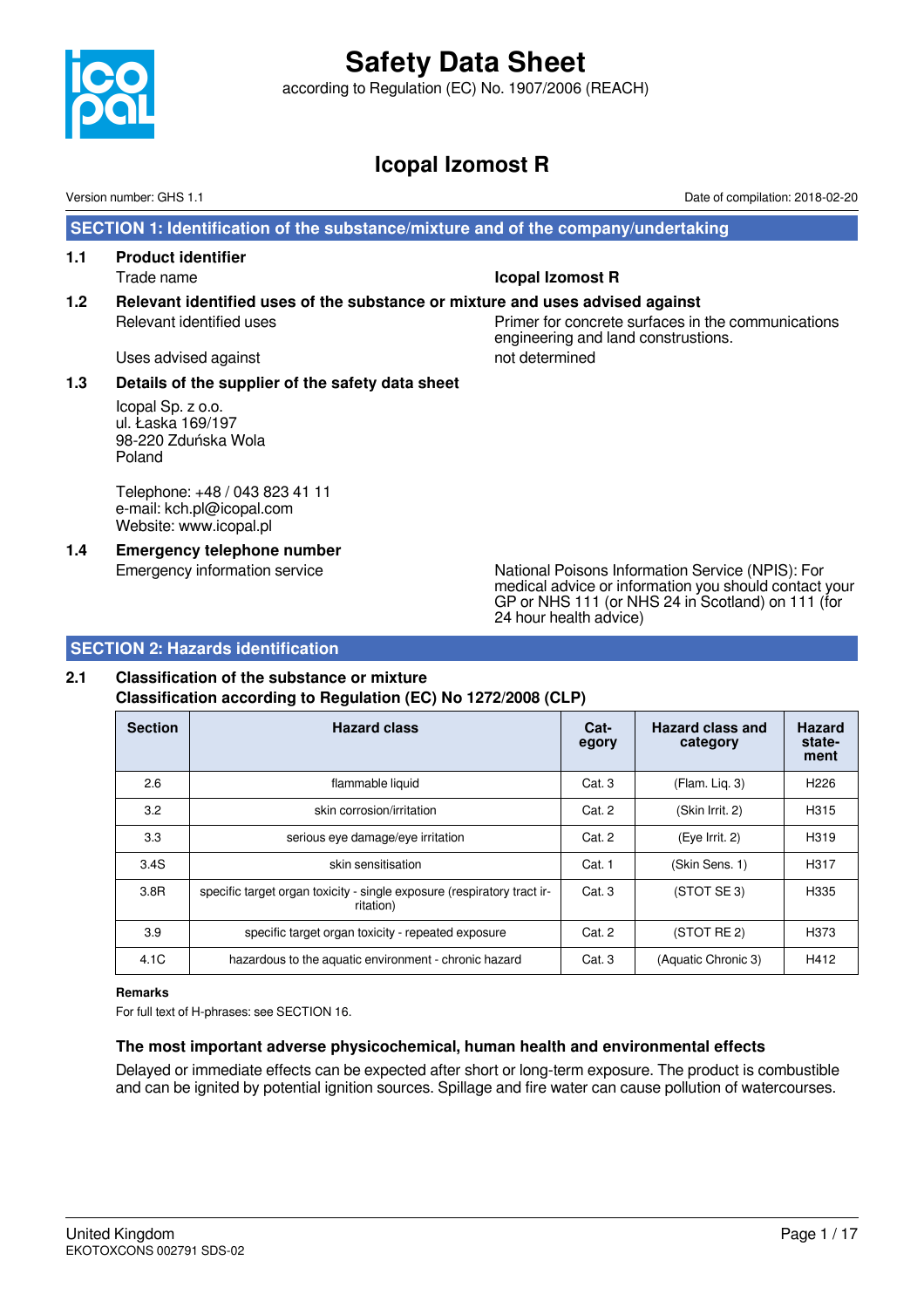# Safety Data Sheet

according to Regulation (EC) No. 1907/2006 (REACH)

# Icopal Izomost R

Version number: GHS 1.1

Date of compilation: 2018-02-20

## SECTION 1: Identification of the substance/mixture and of the company/undertaking

### 1.1 Product identifier

Trade name: **Icopal Izomost R**

### 1.2 Relevant identified uses of the substance or mixture and uses advised against

Relevant identified uses: Primer for concrete surfaces in the communications engineering and land construstions.

Uses advised against: not determined

### 1.3 Details of the supplier of the safety data sheet

Icopal Sp. z o.o.
ul. Łaska 169/197
98-220 Zduńska Wola
Poland

Telephone: +48 / 043 823 41 11
e-mail: kch.pl@icopal.com
Website: www.icopal.pl

### 1.4 Emergency telephone number

Emergency information service: National Poisons Information Service (NPIS): For medical advice or information you should contact your GP or NHS 111 (or NHS 24 in Scotland) on 111 (for 24 hour health advice)

## SECTION 2: Hazards identification

### 2.1 Classification of the substance or mixture

**Classification according to Regulation (EC) No 1272/2008 (CLP)**

| Section | Hazard class | Category | Hazard class and category | Hazard statement |
|---|---|---|---|---|
| 2.6 | flammable liquid | Cat. 3 | (Flam. Liq. 3) | H226 |
| 3.2 | skin corrosion/irritation | Cat. 2 | (Skin Irrit. 2) | H315 |
| 3.3 | serious eye damage/eye irritation | Cat. 2 | (Eye Irrit. 2) | H319 |
| 3.4S | skin sensitisation | Cat. 1 | (Skin Sens. 1) | H317 |
| 3.8R | specific target organ toxicity - single exposure (respiratory tract irritation) | Cat. 3 | (STOT SE 3) | H335 |
| 3.9 | specific target organ toxicity - repeated exposure | Cat. 2 | (STOT RE 2) | H373 |
| 4.1C | hazardous to the aquatic environment - chronic hazard | Cat. 3 | (Aquatic Chronic 3) | H412 |

**Remarks**

For full text of H-phrases: see SECTION 16.

**The most important adverse physicochemical, human health and environmental effects**

Delayed or immediate effects can be expected after short or long-term exposure. The product is combustible and can be ignited by potential ignition sources. Spillage and fire water can cause pollution of watercourses.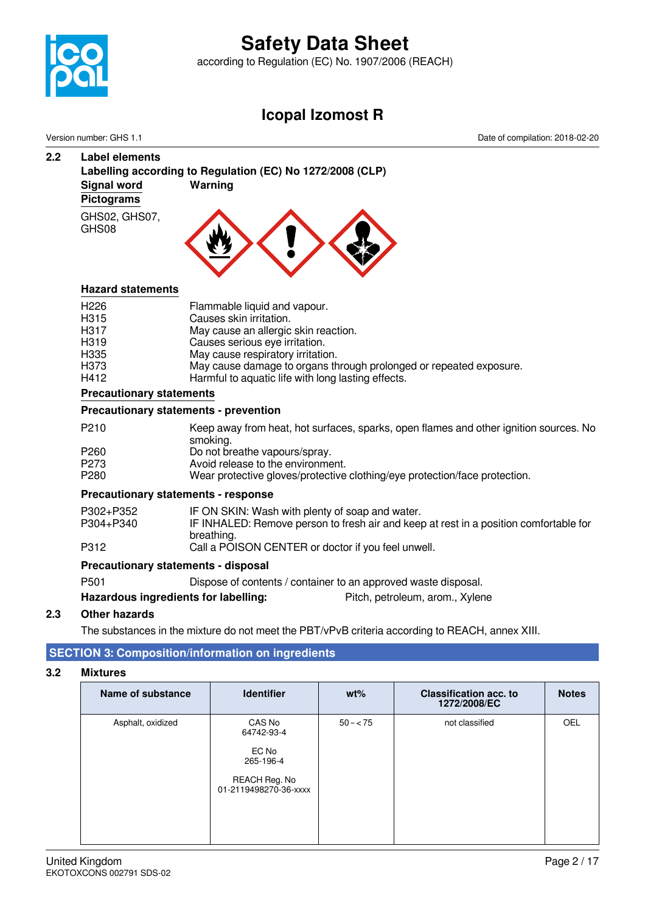### 2.2 Label elements

**Labelling according to Regulation (EC) No 1272/2008 (CLP)**

**Signal word** **Warning**

**Pictograms**

GHS02, GHS07, GHS08

**Hazard statements**

| | |
|---|---|
| H226 | Flammable liquid and vapour. |
| H315 | Causes skin irritation. |
| H317 | May cause an allergic skin reaction. |
| H319 | Causes serious eye irritation. |
| H335 | May cause respiratory irritation. |
| H373 | May cause damage to organs through prolonged or repeated exposure. |
| H412 | Harmful to aquatic life with long lasting effects. |

**Precautionary statements**

**Precautionary statements - prevention**

| | |
|---|---|
| P210 | Keep away from heat, hot surfaces, sparks, open flames and other ignition sources. No smoking. |
| P260 | Do not breathe vapours/spray. |
| P273 | Avoid release to the environment. |
| P280 | Wear protective gloves/protective clothing/eye protection/face protection. |

**Precautionary statements - response**

| | |
|---|---|
| P302+P352 | IF ON SKIN: Wash with plenty of soap and water. |
| P304+P340 | IF INHALED: Remove person to fresh air and keep at rest in a position comfortable for breathing. |
| P312 | Call a POISON CENTER or doctor if you feel unwell. |

**Precautionary statements - disposal**

| | |
|---|---|
| P501 | Dispose of contents / container to an approved waste disposal. |

**Hazardous ingredients for labelling:** Pitch, petroleum, arom., Xylene

### 2.3 Other hazards

The substances in the mixture do not meet the PBT/vPvB criteria according to REACH, annex XIII.

## SECTION 3: Composition/information on ingredients

### 3.2 Mixtures

| Name of substance | Identifier | wt% | Classification acc. to 1272/2008/EC | Notes |
|---|---|---|---|---|
| Asphalt, oxidized | CAS No 64742-93-4<br><br>EC No 265-196-4<br><br>REACH Reg. No 01-2119498270-36-xxxx | 50 – < 75 | not classified | OEL |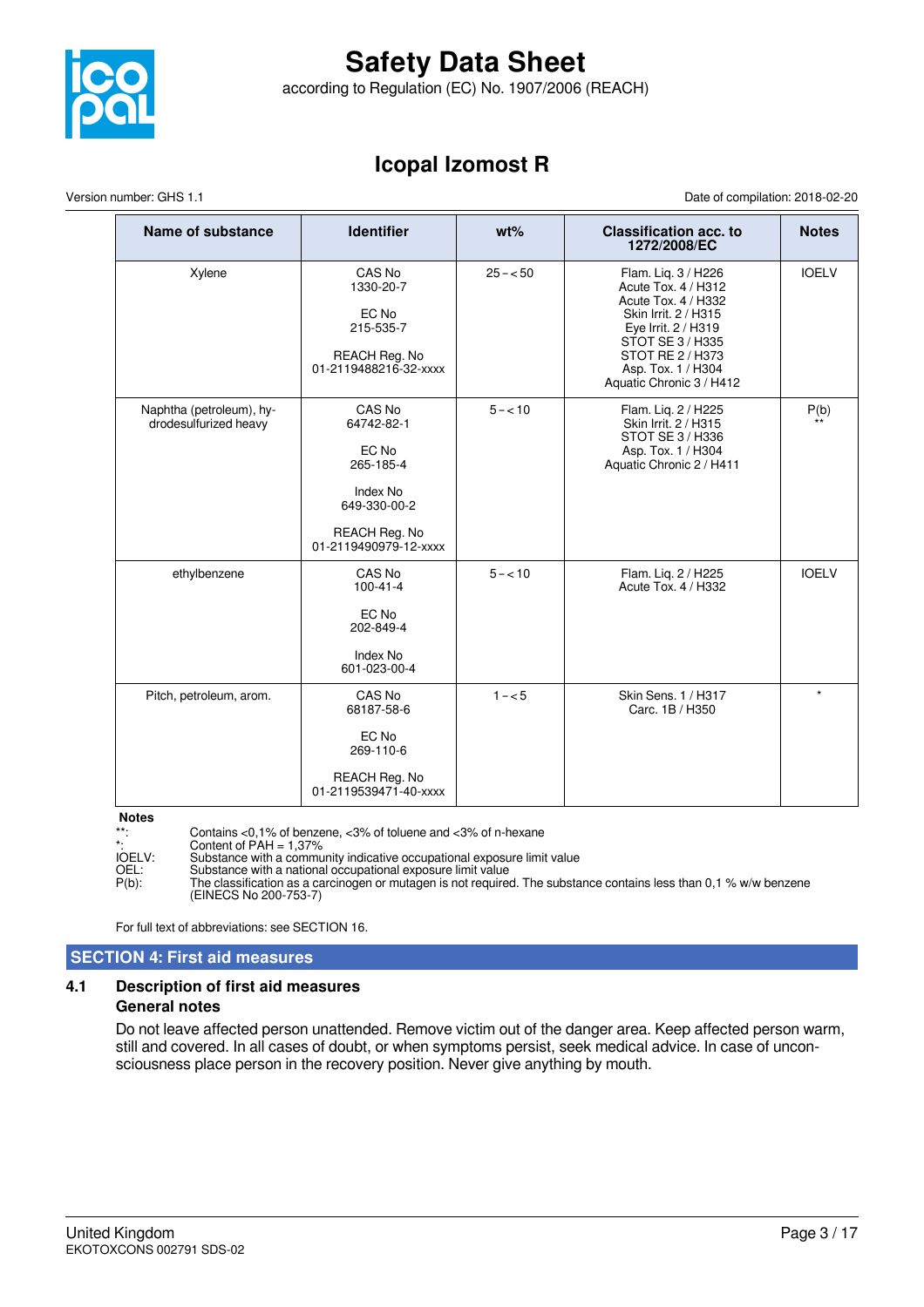| Name of substance | Identifier | wt% | Classification acc. to 1272/2008/EC | Notes |
|---|---|---|---|---|
| Xylene | CAS No<br>1330-20-7<br><br>EC No<br>215-535-7<br><br>REACH Reg. No<br>01-2119488216-32-xxxx | 25 – < 50 | Flam. Liq. 3 / H226<br>Acute Tox. 4 / H312<br>Acute Tox. 4 / H332<br>Skin Irrit. 2 / H315<br>Eye Irrit. 2 / H319<br>STOT SE 3 / H335<br>STOT RE 2 / H373<br>Asp. Tox. 1 / H304<br>Aquatic Chronic 3 / H412 | IOELV |
| Naphtha (petroleum), hydrodesulfurized heavy | CAS No<br>64742-82-1<br><br>EC No<br>265-185-4<br><br>Index No<br>649-330-00-2<br><br>REACH Reg. No<br>01-2119490979-12-xxxx | 5 – < 10 | Flam. Liq. 2 / H225<br>Skin Irrit. 2 / H315<br>STOT SE 3 / H336<br>Asp. Tox. 1 / H304<br>Aquatic Chronic 2 / H411 | P(b)<br>** |
| ethylbenzene | CAS No<br>100-41-4<br><br>EC No<br>202-849-4<br><br>Index No<br>601-023-00-4 | 5 – < 10 | Flam. Liq. 2 / H225<br>Acute Tox. 4 / H332 | IOELV |
| Pitch, petroleum, arom. | CAS No<br>68187-58-6<br><br>EC No<br>269-110-6<br><br>REACH Reg. No<br>01-2119539471-40-xxxx | 1 – < 5 | Skin Sens. 1 / H317<br>Carc. 1B / H350 | * |

**Notes**

- **: Contains <0,1% of benzene, <3% of toluene and <3% of n-hexane
- *: Content of PAH = 1,37%
- IOELV: Substance with a community indicative occupational exposure limit value
- OEL: Substance with a national occupational exposure limit value
- P(b): The classification as a carcinogen or mutagen is not required. The substance contains less than 0,1 % w/w benzene (EINECS No 200-753-7)

For full text of abbreviations: see SECTION 16.

## SECTION 4: First aid measures

### 4.1 Description of first aid measures

**General notes**

Do not leave affected person unattended. Remove victim out of the danger area. Keep affected person warm, still and covered. In all cases of doubt, or when symptoms persist, seek medical advice. In case of unconsciousness place person in the recovery position. Never give anything by mouth.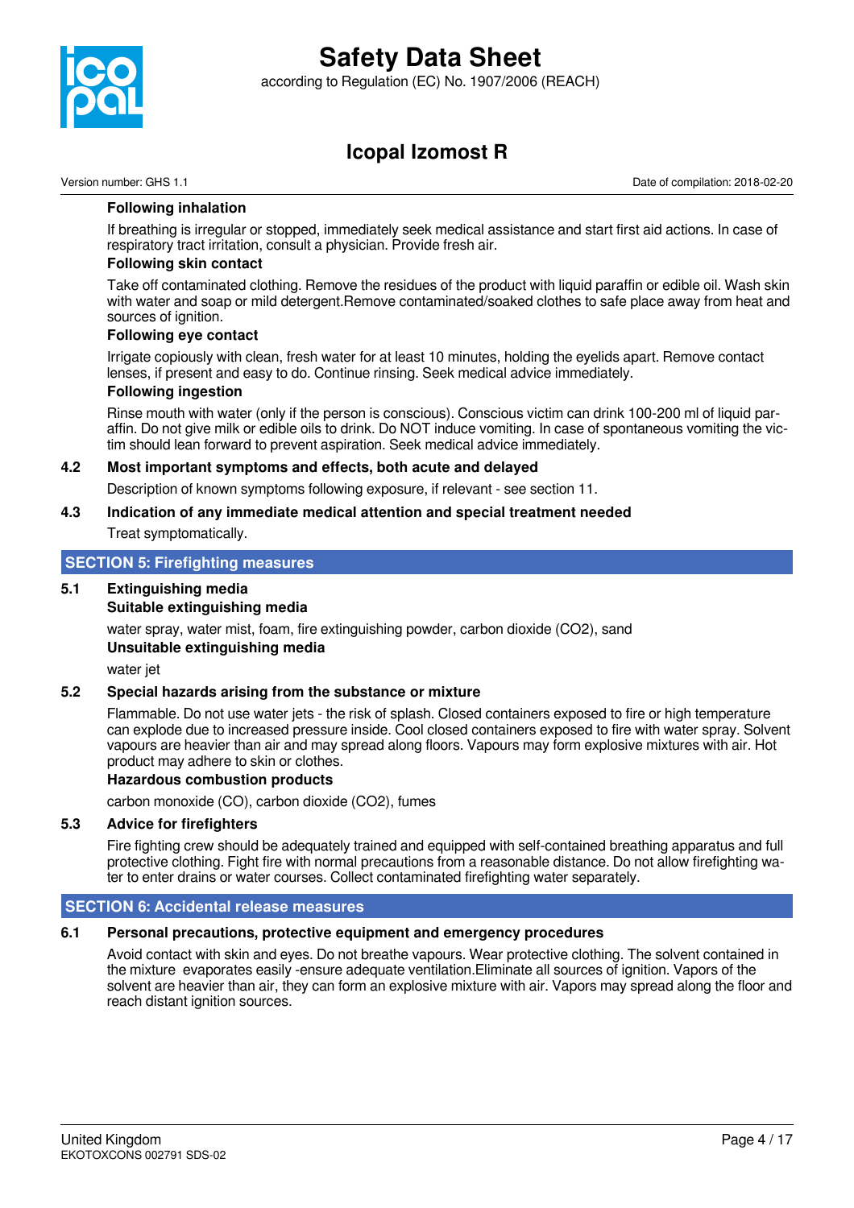**Following inhalation**

If breathing is irregular or stopped, immediately seek medical assistance and start first aid actions. In case of respiratory tract irritation, consult a physician. Provide fresh air.

**Following skin contact**

Take off contaminated clothing. Remove the residues of the product with liquid paraffin or edible oil. Wash skin with water and soap or mild detergent.Remove contaminated/soaked clothes to safe place away from heat and sources of ignition.

**Following eye contact**

Irrigate copiously with clean, fresh water for at least 10 minutes, holding the eyelids apart. Remove contact lenses, if present and easy to do. Continue rinsing. Seek medical advice immediately.

**Following ingestion**

Rinse mouth with water (only if the person is conscious). Conscious victim can drink 100-200 ml of liquid paraffin. Do not give milk or edible oils to drink. Do NOT induce vomiting. In case of spontaneous vomiting the victim should lean forward to prevent aspiration. Seek medical advice immediately.

### 4.2 Most important symptoms and effects, both acute and delayed

Description of known symptoms following exposure, if relevant - see section 11.

### 4.3 Indication of any immediate medical attention and special treatment needed

Treat symptomatically.

## SECTION 5: Firefighting measures

### 5.1 Extinguishing media

**Suitable extinguishing media**

water spray, water mist, foam, fire extinguishing powder, carbon dioxide ($CO_2$), sand

**Unsuitable extinguishing media**

water jet

### 5.2 Special hazards arising from the substance or mixture

Flammable. Do not use water jets - the risk of splash. Closed containers exposed to fire or high temperature can explode due to increased pressure inside. Cool closed containers exposed to fire with water spray. Solvent vapours are heavier than air and may spread along floors. Vapours may form explosive mixtures with air. Hot product may adhere to skin or clothes.

**Hazardous combustion products**

carbon monoxide (CO), carbon dioxide ($CO_2$), fumes

### 5.3 Advice for firefighters

Fire fighting crew should be adequately trained and equipped with self-contained breathing apparatus and full protective clothing. Fight fire with normal precautions from a reasonable distance. Do not allow firefighting water to enter drains or water courses. Collect contaminated firefighting water separately.

## SECTION 6: Accidental release measures

### 6.1 Personal precautions, protective equipment and emergency procedures

Avoid contact with skin and eyes. Do not breathe vapours. Wear protective clothing. The solvent contained in the mixture evaporates easily -ensure adequate ventilation.Eliminate all sources of ignition. Vapors of the solvent are heavier than air, they can form an explosive mixture with air. Vapors may spread along the floor and reach distant ignition sources.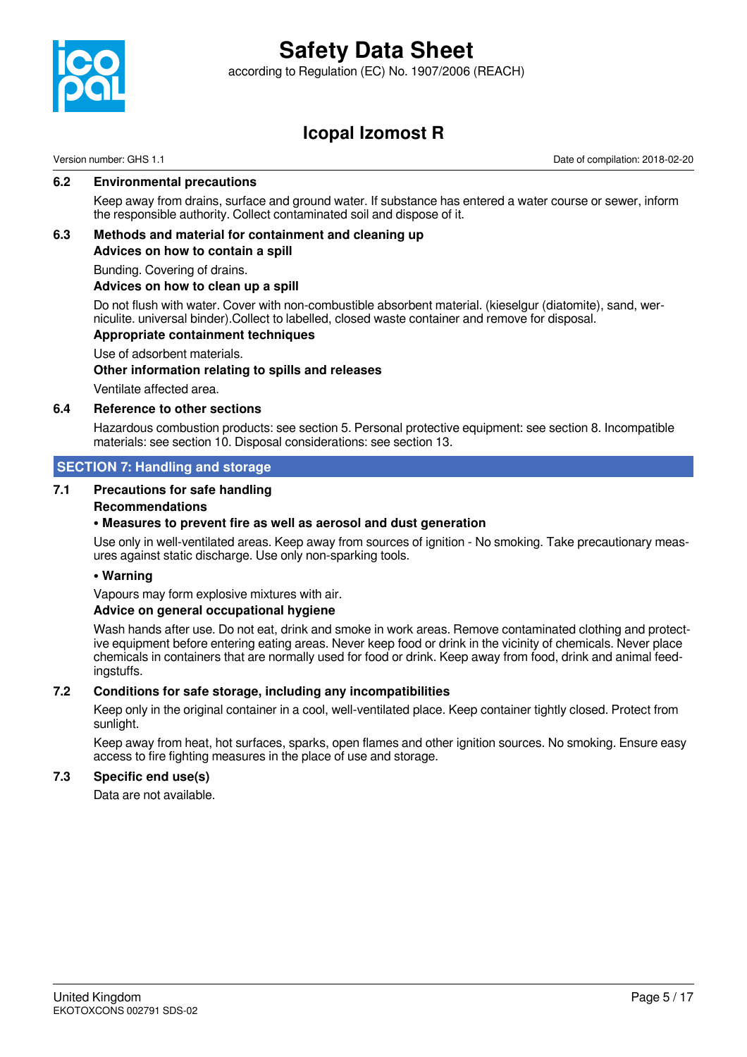### 6.2 Environmental precautions

Keep away from drains, surface and ground water. If substance has entered a water course or sewer, inform the responsible authority. Collect contaminated soil and dispose of it.

### 6.3 Methods and material for containment and cleaning up

**Advices on how to contain a spill**

Bunding. Covering of drains.

**Advices on how to clean up a spill**

Do not flush with water. Cover with non-combustible absorbent material. (kieselgur (diatomite), sand, wer-niculite. universal binder).Collect to labelled, closed waste container and remove for disposal.

**Appropriate containment techniques**

Use of adsorbent materials.

**Other information relating to spills and releases**

Ventilate affected area.

### 6.4 Reference to other sections

Hazardous combustion products: see section 5. Personal protective equipment: see section 8. Incompatible materials: see section 10. Disposal considerations: see section 13.

## SECTION 7: Handling and storage

### 7.1 Precautions for safe handling

**Recommendations**

**• Measures to prevent fire as well as aerosol and dust generation**

Use only in well-ventilated areas. Keep away from sources of ignition - No smoking. Take precautionary measures against static discharge. Use only non-sparking tools.

**• Warning**

Vapours may form explosive mixtures with air.

**Advice on general occupational hygiene**

Wash hands after use. Do not eat, drink and smoke in work areas. Remove contaminated clothing and protective equipment before entering eating areas. Never keep food or drink in the vicinity of chemicals. Never place chemicals in containers that are normally used for food or drink. Keep away from food, drink and animal feedingstuffs.

### 7.2 Conditions for safe storage, including any incompatibilities

Keep only in the original container in a cool, well-ventilated place. Keep container tightly closed. Protect from sunlight.

Keep away from heat, hot surfaces, sparks, open flames and other ignition sources. No smoking. Ensure easy access to fire fighting measures in the place of use and storage.

### 7.3 Specific end use(s)

Data are not available.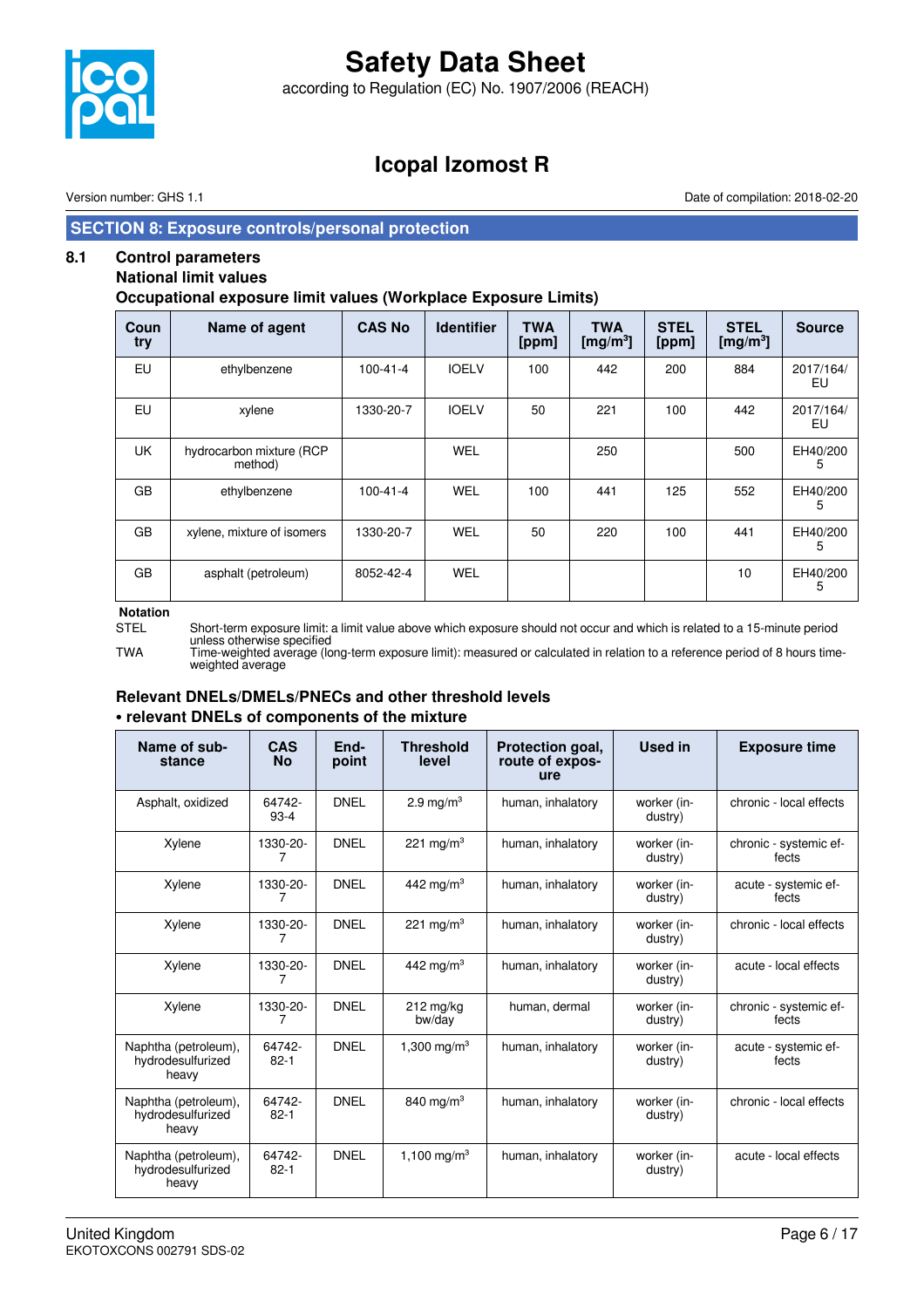## SECTION 8: Exposure controls/personal protection

### 8.1 Control parameters

**National limit values**

**Occupational exposure limit values (Workplace Exposure Limits)**

| Country | Name of agent | CAS No | Identifier | TWA [ppm] | TWA [mg/m³] | STEL [ppm] | STEL [mg/m³] | Source |
|---|---|---|---|---|---|---|---|---|
| EU | ethylbenzene | 100-41-4 | IOELV | 100 | 442 | 200 | 884 | 2017/164/EU |
| EU | xylene | 1330-20-7 | IOELV | 50 | 221 | 100 | 442 | 2017/164/EU |
| UK | hydrocarbon mixture (RCP method) | | WEL | | 250 | | 500 | EH40/2005 |
| GB | ethylbenzene | 100-41-4 | WEL | 100 | 441 | 125 | 552 | EH40/2005 |
| GB | xylene, mixture of isomers | 1330-20-7 | WEL | 50 | 220 | 100 | 441 | EH40/2005 |
| GB | asphalt (petroleum) | 8052-42-4 | WEL | | | | 10 | EH40/2005 |

**Notation**

STEL Short-term exposure limit: a limit value above which exposure should not occur and which is related to a 15-minute period unless otherwise specified

TWA Time-weighted average (long-term exposure limit): measured or calculated in relation to a reference period of 8 hours time-weighted average

**Relevant DNELs/DMELs/PNECs and other threshold levels**

**• relevant DNELs of components of the mixture**

| Name of substance | CAS No | Endpoint | Threshold level | Protection goal, route of exposure | Used in | Exposure time |
|---|---|---|---|---|---|---|
| Asphalt, oxidized | 64742-93-4 | DNEL | 2.9 mg/m³ | human, inhalatory | worker (industry) | chronic - local effects |
| Xylene | 1330-20-7 | DNEL | 221 mg/m³ | human, inhalatory | worker (industry) | chronic - systemic effects |
| Xylene | 1330-20-7 | DNEL | 442 mg/m³ | human, inhalatory | worker (industry) | acute - systemic effects |
| Xylene | 1330-20-7 | DNEL | 221 mg/m³ | human, inhalatory | worker (industry) | chronic - local effects |
| Xylene | 1330-20-7 | DNEL | 442 mg/m³ | human, inhalatory | worker (industry) | acute - local effects |
| Xylene | 1330-20-7 | DNEL | 212 mg/kg bw/day | human, dermal | worker (industry) | chronic - systemic effects |
| Naphtha (petroleum), hydrodesulfurized heavy | 64742-82-1 | DNEL | 1,300 mg/m³ | human, inhalatory | worker (industry) | acute - systemic effects |
| Naphtha (petroleum), hydrodesulfurized heavy | 64742-82-1 | DNEL | 840 mg/m³ | human, inhalatory | worker (industry) | chronic - local effects |
| Naphtha (petroleum), hydrodesulfurized heavy | 64742-82-1 | DNEL | 1,100 mg/m³ | human, inhalatory | worker (industry) | acute - local effects |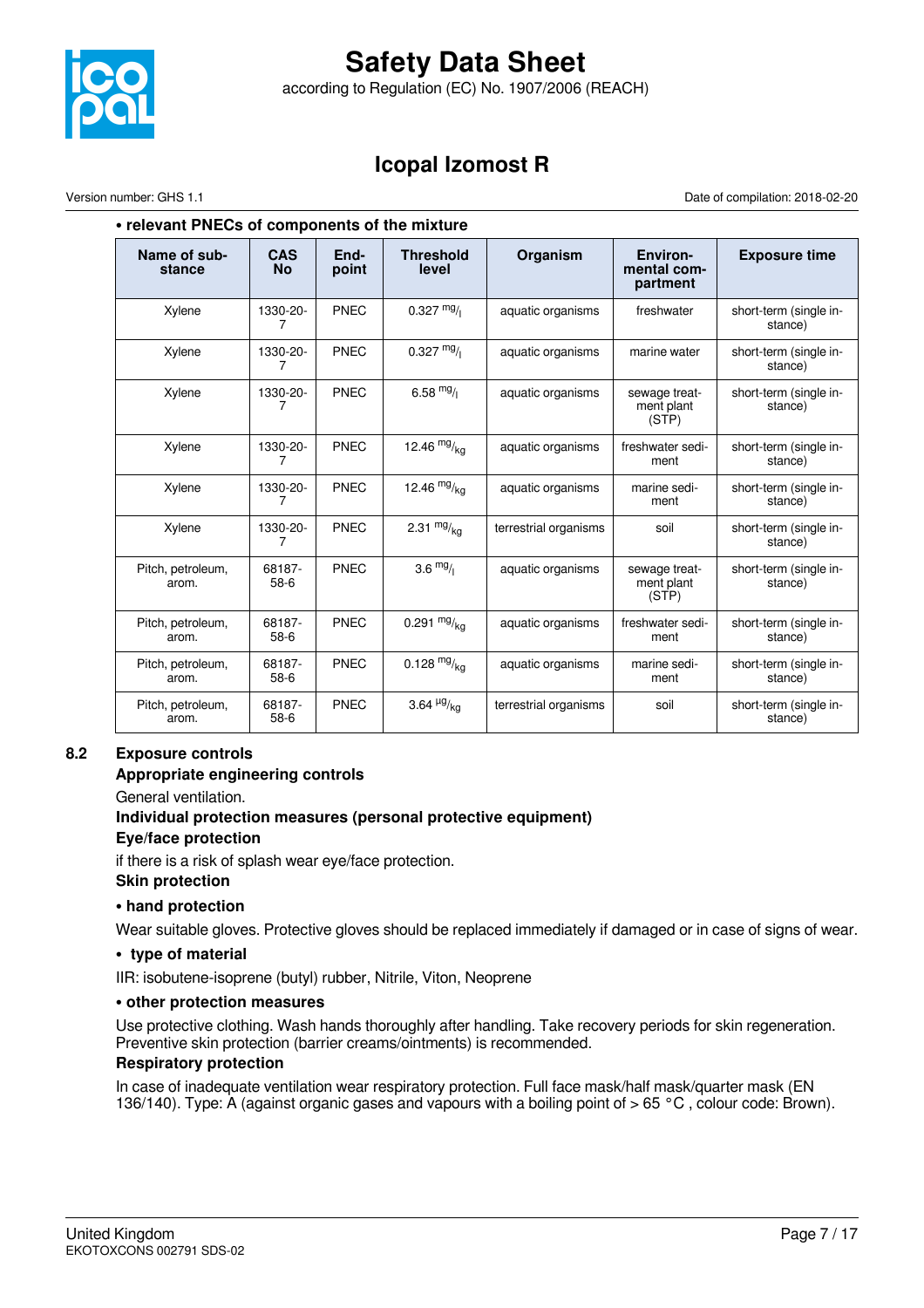• **relevant PNECs of components of the mixture**

| Name of substance | CAS No | Endpoint | Threshold level | Organism | Environmental compartment | Exposure time |
|---|---|---|---|---|---|---|
| Xylene | 1330-20-7 | PNEC | 0.327 $^{mg}/_{l}$ | aquatic organisms | freshwater | short-term (single instance) |
| Xylene | 1330-20-7 | PNEC | 0.327 $^{mg}/_{l}$ | aquatic organisms | marine water | short-term (single instance) |
| Xylene | 1330-20-7 | PNEC | 6.58 $^{mg}/_{l}$ | aquatic organisms | sewage treatment plant (STP) | short-term (single instance) |
| Xylene | 1330-20-7 | PNEC | 12.46 $^{mg}/_{kg}$ | aquatic organisms | freshwater sediment | short-term (single instance) |
| Xylene | 1330-20-7 | PNEC | 12.46 $^{mg}/_{kg}$ | aquatic organisms | marine sediment | short-term (single instance) |
| Xylene | 1330-20-7 | PNEC | 2.31 $^{mg}/_{kg}$ | terrestrial organisms | soil | short-term (single instance) |
| Pitch, petroleum, arom. | 68187-58-6 | PNEC | 3.6 $^{mg}/_{l}$ | aquatic organisms | sewage treatment plant (STP) | short-term (single instance) |
| Pitch, petroleum, arom. | 68187-58-6 | PNEC | 0.291 $^{mg}/_{kg}$ | aquatic organisms | freshwater sediment | short-term (single instance) |
| Pitch, petroleum, arom. | 68187-58-6 | PNEC | 0.128 $^{mg}/_{kg}$ | aquatic organisms | marine sediment | short-term (single instance) |
| Pitch, petroleum, arom. | 68187-58-6 | PNEC | 3.64 $^{µg}/_{kg}$ | terrestrial organisms | soil | short-term (single instance) |

## 8.2 Exposure controls

**Appropriate engineering controls**

General ventilation.

**Individual protection measures (personal protective equipment)**

**Eye/face protection**

if there is a risk of splash wear eye/face protection.

**Skin protection**

• **hand protection**

Wear suitable gloves. Protective gloves should be replaced immediately if damaged or in case of signs of wear.

• **type of material**

IIR: isobutene-isoprene (butyl) rubber, Nitrile, Viton, Neoprene

• **other protection measures**

Use protective clothing. Wash hands thoroughly after handling. Take recovery periods for skin regeneration. Preventive skin protection (barrier creams/ointments) is recommended.

**Respiratory protection**

In case of inadequate ventilation wear respiratory protection. Full face mask/half mask/quarter mask (EN 136/140). Type: A (against organic gases and vapours with a boiling point of > 65 °C , colour code: Brown).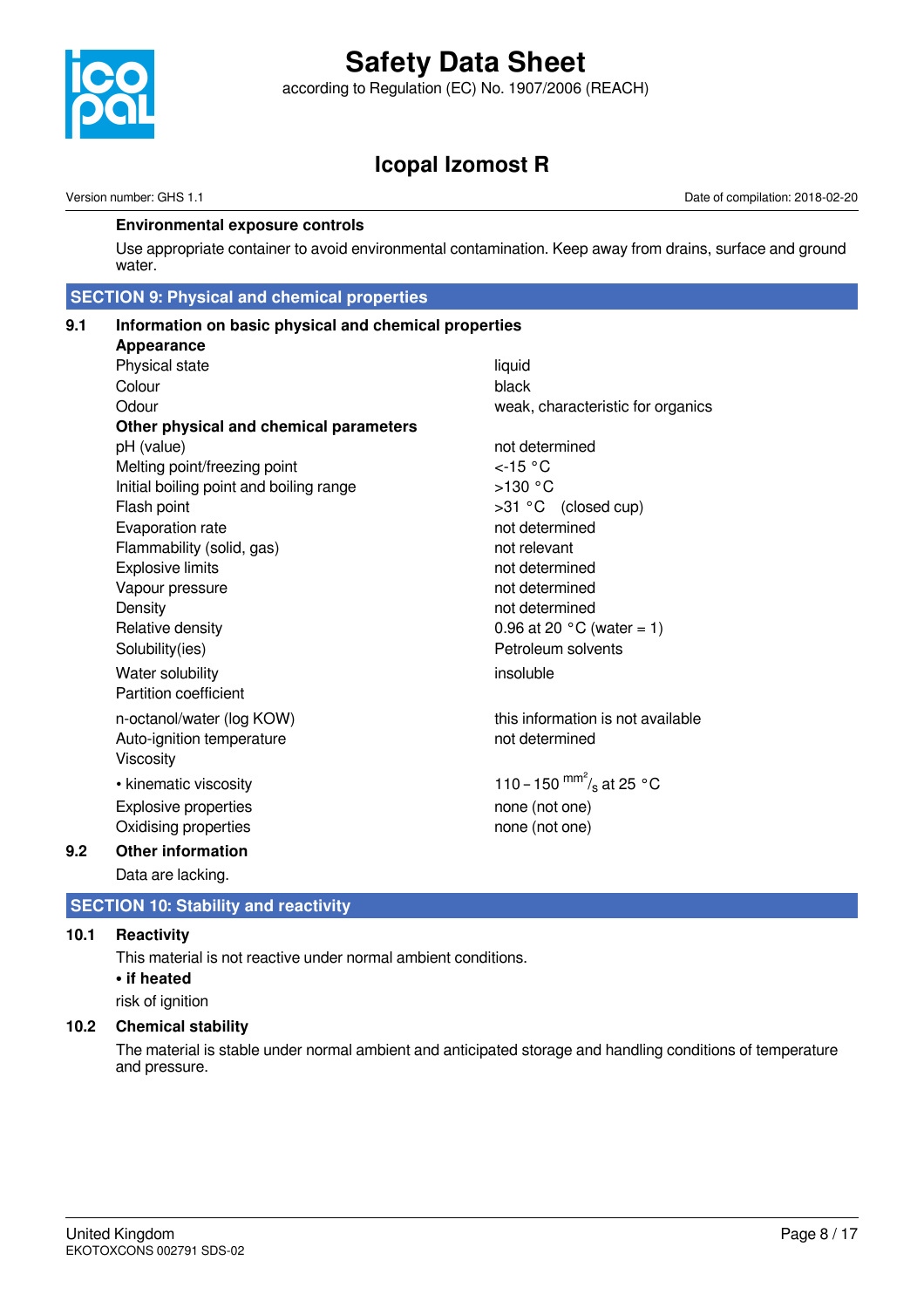**Environmental exposure controls**

Use appropriate container to avoid environmental contamination. Keep away from drains, surface and ground water.

## SECTION 9: Physical and chemical properties

### 9.1 Information on basic physical and chemical properties

**Appearance**

| | |
|---|---|
| Physical state | liquid |
| Colour | black |
| Odour | weak, characteristic for organics |

**Other physical and chemical parameters**

| | |
|---|---|
| pH (value) | not determined |
| Melting point/freezing point | <-15 °C |
| Initial boiling point and boiling range | >130 °C |
| Flash point | >31 °C (closed cup) |
| Evaporation rate | not determined |
| Flammability (solid, gas) | not relevant |
| Explosive limits | not determined |
| Vapour pressure | not determined |
| Density | not determined |
| Relative density | 0.96 at 20 °C (water = 1) |
| Solubility(ies) | Petroleum solvents |
| Water solubility | insoluble |
| Partition coefficient | |
| n-octanol/water (log KOW) | this information is not available |
| Auto-ignition temperature | not determined |
| Viscosity | |
| • kinematic viscosity | 110 – 150 $mm^2/s$ at 25 °C |
| Explosive properties | none (not one) |
| Oxidising properties | none (not one) |

### 9.2 Other information

Data are lacking.

## SECTION 10: Stability and reactivity

### 10.1 Reactivity

This material is not reactive under normal ambient conditions.

**• if heated**

risk of ignition

### 10.2 Chemical stability

The material is stable under normal ambient and anticipated storage and handling conditions of temperature and pressure.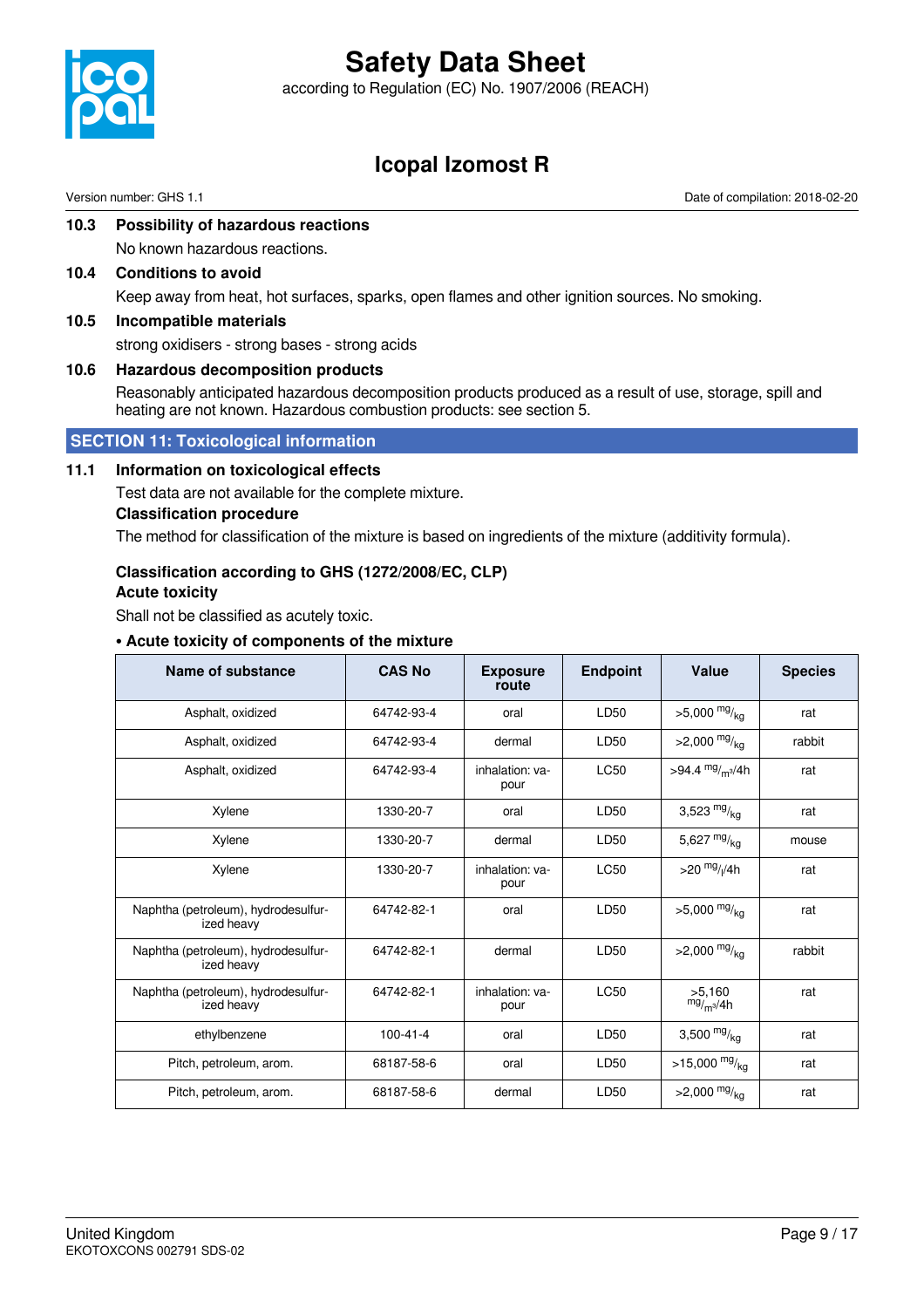### 10.3 Possibility of hazardous reactions

No known hazardous reactions.

### 10.4 Conditions to avoid

Keep away from heat, hot surfaces, sparks, open flames and other ignition sources. No smoking.

### 10.5 Incompatible materials

strong oxidisers - strong bases - strong acids

### 10.6 Hazardous decomposition products

Reasonably anticipated hazardous decomposition products produced as a result of use, storage, spill and heating are not known. Hazardous combustion products: see section 5.

## SECTION 11: Toxicological information

### 11.1 Information on toxicological effects

Test data are not available for the complete mixture.

**Classification procedure**

The method for classification of the mixture is based on ingredients of the mixture (additivity formula).

**Classification according to GHS (1272/2008/EC, CLP)**

**Acute toxicity**

Shall not be classified as acutely toxic.

**• Acute toxicity of components of the mixture**

| Name of substance | CAS No | Exposure route | Endpoint | Value | Species |
|---|---|---|---|---|---|
| Asphalt, oxidized | 64742-93-4 | oral | LD50 | >5,000 $^{mg}/_{kg}$ | rat |
| Asphalt, oxidized | 64742-93-4 | dermal | LD50 | >2,000 $^{mg}/_{kg}$ | rabbit |
| Asphalt, oxidized | 64742-93-4 | inhalation: vapour | LC50 | >94.4 $^{mg}/_{m^3}$/4h | rat |
| Xylene | 1330-20-7 | oral | LD50 | 3,523 $^{mg}/_{kg}$ | rat |
| Xylene | 1330-20-7 | dermal | LD50 | 5,627 $^{mg}/_{kg}$ | mouse |
| Xylene | 1330-20-7 | inhalation: vapour | LC50 | >20 $^{mg}/_{l}$/4h | rat |
| Naphtha (petroleum), hydrodesulfurized heavy | 64742-82-1 | oral | LD50 | >5,000 $^{mg}/_{kg}$ | rat |
| Naphtha (petroleum), hydrodesulfurized heavy | 64742-82-1 | dermal | LD50 | >2,000 $^{mg}/_{kg}$ | rabbit |
| Naphtha (petroleum), hydrodesulfurized heavy | 64742-82-1 | inhalation: vapour | LC50 | >5,160 $^{mg}/_{m^3}$/4h | rat |
| ethylbenzene | 100-41-4 | oral | LD50 | 3,500 $^{mg}/_{kg}$ | rat |
| Pitch, petroleum, arom. | 68187-58-6 | oral | LD50 | >15,000 $^{mg}/_{kg}$ | rat |
| Pitch, petroleum, arom. | 68187-58-6 | dermal | LD50 | >2,000 $^{mg}/_{kg}$ | rat |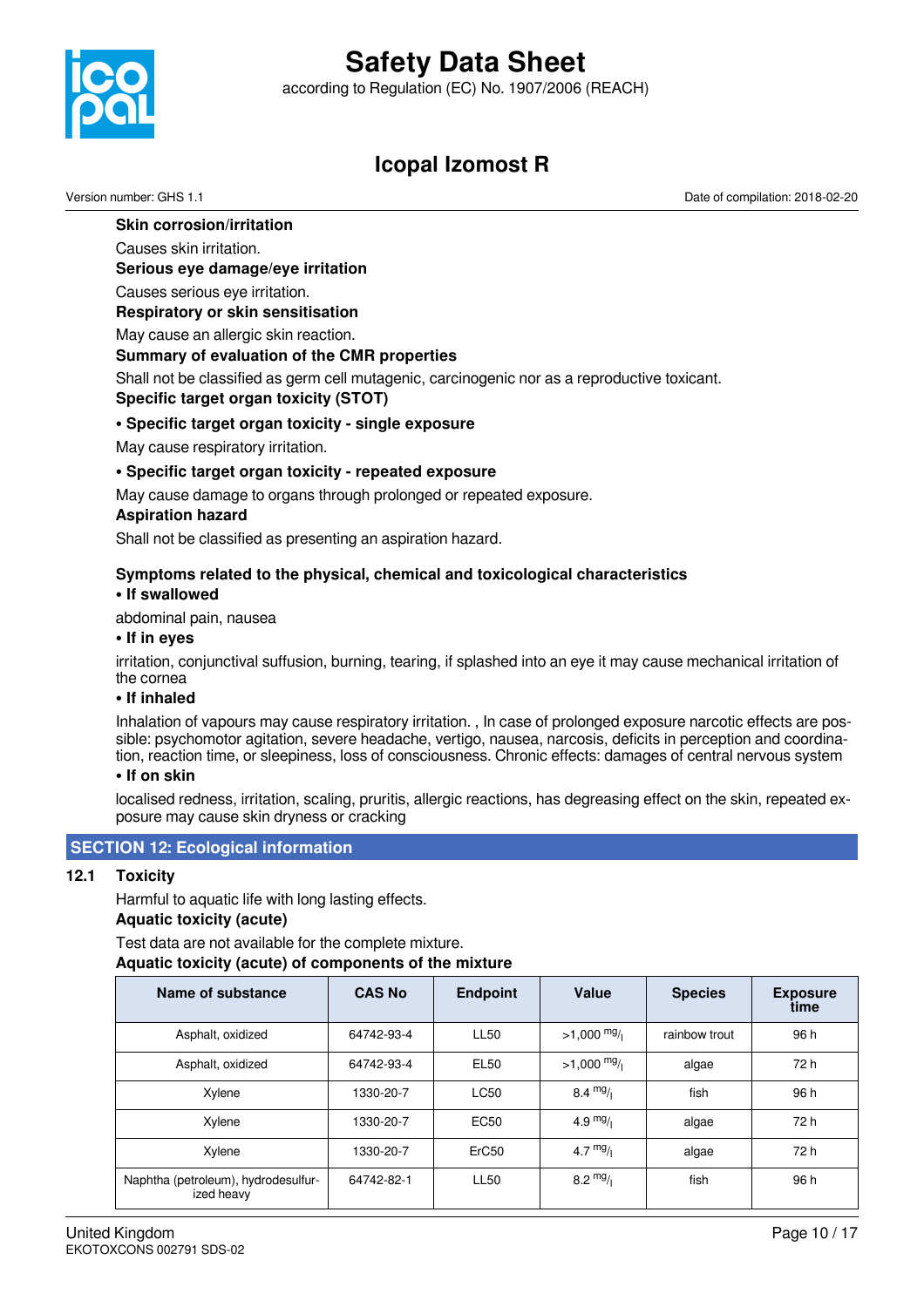**Skin corrosion/irritation**

Causes skin irritation.

**Serious eye damage/eye irritation**

Causes serious eye irritation.

**Respiratory or skin sensitisation**

May cause an allergic skin reaction.

**Summary of evaluation of the CMR properties**

Shall not be classified as germ cell mutagenic, carcinogenic nor as a reproductive toxicant.

**Specific target organ toxicity (STOT)**

**• Specific target organ toxicity - single exposure**

May cause respiratory irritation.

**• Specific target organ toxicity - repeated exposure**

May cause damage to organs through prolonged or repeated exposure.

**Aspiration hazard**

Shall not be classified as presenting an aspiration hazard.

**Symptoms related to the physical, chemical and toxicological characteristics**

**• If swallowed**

abdominal pain, nausea

**• If in eyes**

irritation, conjunctival suffusion, burning, tearing, if splashed into an eye it may cause mechanical irritation of the cornea

**• If inhaled**

Inhalation of vapours may cause respiratory irritation. , In case of prolonged exposure narcotic effects are possible: psychomotor agitation, severe headache, vertigo, nausea, narcosis, deficits in perception and coordination, reaction time, or sleepiness, loss of consciousness. Chronic effects: damages of central nervous system

**• If on skin**

localised redness, irritation, scaling, pruritis, allergic reactions, has degreasing effect on the skin, repeated exposure may cause skin dryness or cracking

## SECTION 12: Ecological information

### 12.1 Toxicity

Harmful to aquatic life with long lasting effects.

**Aquatic toxicity (acute)**

Test data are not available for the complete mixture.

**Aquatic toxicity (acute) of components of the mixture**

| Name of substance | CAS No | Endpoint | Value | Species | Exposure time |
|---|---|---|---|---|---|
| Asphalt, oxidized | 64742-93-4 | LL50 | >1,000 mg/l | rainbow trout | 96 h |
| Asphalt, oxidized | 64742-93-4 | EL50 | >1,000 mg/l | algae | 72 h |
| Xylene | 1330-20-7 | LC50 | 8.4 mg/l | fish | 96 h |
| Xylene | 1330-20-7 | EC50 | 4.9 mg/l | algae | 72 h |
| Xylene | 1330-20-7 | ErC50 | 4.7 mg/l | algae | 72 h |
| Naphtha (petroleum), hydrodesulfurized heavy | 64742-82-1 | LL50 | 8.2 mg/l | fish | 96 h |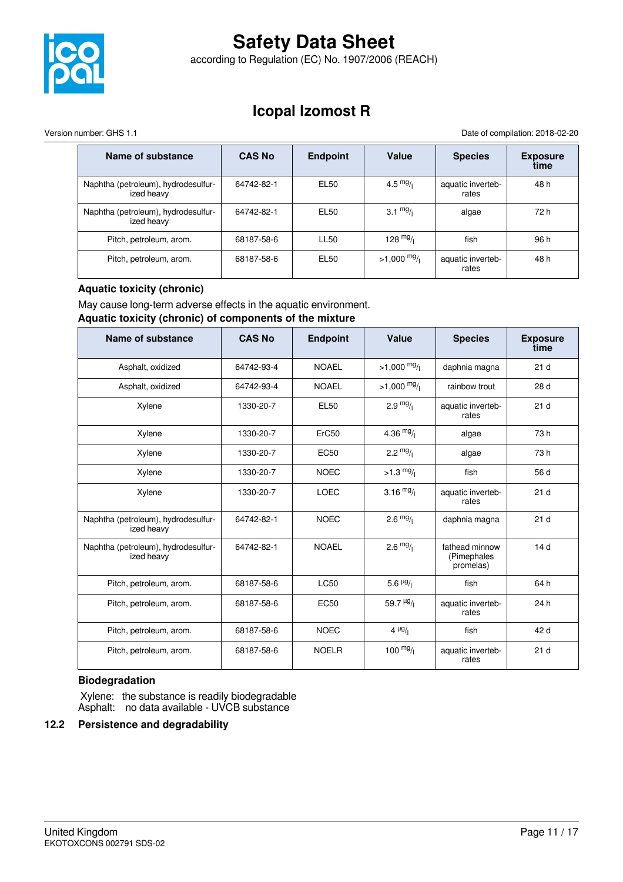| Name of substance | CAS No | Endpoint | Value | Species | Exposure time |
|---|---|---|---|---|---|
| Naphtha (petroleum), hydrodesulfurized heavy | 64742-82-1 | EL50 | 4.5 mg/l | aquatic invertebrates | 48 h |
| Naphtha (petroleum), hydrodesulfurized heavy | 64742-82-1 | EL50 | 3.1 mg/l | algae | 72 h |
| Pitch, petroleum, arom. | 68187-58-6 | LL50 | 128 mg/l | fish | 96 h |
| Pitch, petroleum, arom. | 68187-58-6 | EL50 | >1,000 mg/l | aquatic invertebrates | 48 h |

**Aquatic toxicity (chronic)**

May cause long-term adverse effects in the aquatic environment.

**Aquatic toxicity (chronic) of components of the mixture**

| Name of substance | CAS No | Endpoint | Value | Species | Exposure time |
|---|---|---|---|---|---|
| Asphalt, oxidized | 64742-93-4 | NOAEL | >1,000 mg/l | daphnia magna | 21 d |
| Asphalt, oxidized | 64742-93-4 | NOAEL | >1,000 mg/l | rainbow trout | 28 d |
| Xylene | 1330-20-7 | EL50 | 2.9 mg/l | aquatic invertebrates | 21 d |
| Xylene | 1330-20-7 | ErC50 | 4.36 mg/l | algae | 73 h |
| Xylene | 1330-20-7 | EC50 | 2.2 mg/l | algae | 73 h |
| Xylene | 1330-20-7 | NOEC | >1.3 mg/l | fish | 56 d |
| Xylene | 1330-20-7 | LOEC | 3.16 mg/l | aquatic invertebrates | 21 d |
| Naphtha (petroleum), hydrodesulfurized heavy | 64742-82-1 | NOEC | 2.6 mg/l | daphnia magna | 21 d |
| Naphtha (petroleum), hydrodesulfurized heavy | 64742-82-1 | NOAEL | 2.6 mg/l | fathead minnow (Pimephales promelas) | 14 d |
| Pitch, petroleum, arom. | 68187-58-6 | LC50 | 5.6 µg/l | fish | 64 h |
| Pitch, petroleum, arom. | 68187-58-6 | EC50 | 59.7 µg/l | aquatic invertebrates | 24 h |
| Pitch, petroleum, arom. | 68187-58-6 | NOEC | 4 µg/l | fish | 42 d |
| Pitch, petroleum, arom. | 68187-58-6 | NOELR | 100 mg/l | aquatic invertebrates | 21 d |

**Biodegradation**

Xylene: the substance is readily biodegradable
Asphalt: no data available - UVCB substance

## 12.2 Persistence and degradability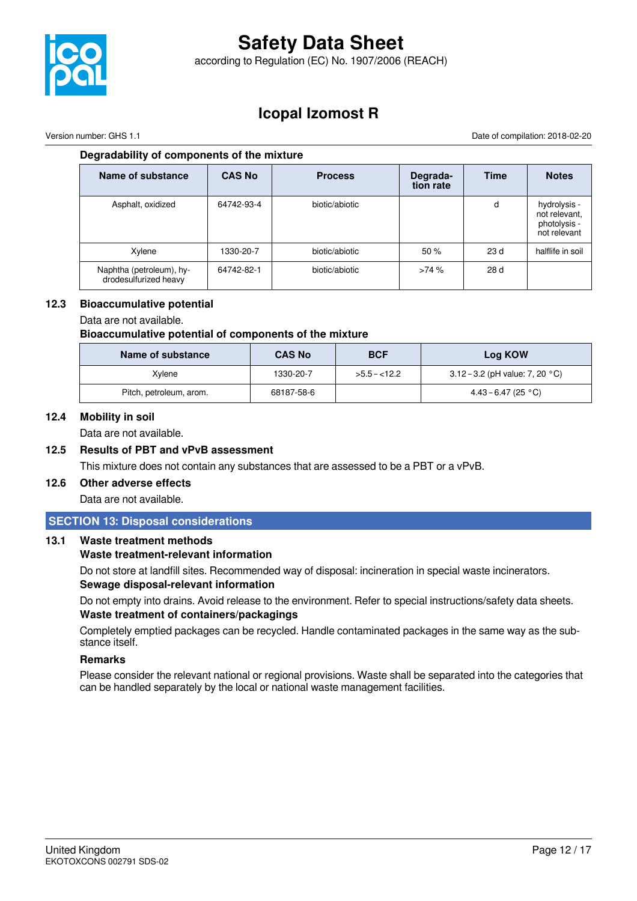**Degradability of components of the mixture**

| Name of substance | CAS No | Process | Degradation rate | Time | Notes |
|---|---|---|---|---|---|
| Asphalt, oxidized | 64742-93-4 | biotic/abiotic | | d | hydrolysis - not relevant, photolysis - not relevant |
| Xylene | 1330-20-7 | biotic/abiotic | 50 % | 23 d | halflife in soil |
| Naphtha (petroleum), hydrodesulfurized heavy | 64742-82-1 | biotic/abiotic | >74 % | 28 d | |

## 12.3 Bioaccumulative potential

Data are not available.

**Bioaccumulative potential of components of the mixture**

| Name of substance | CAS No | BCF | Log KOW |
|---|---|---|---|
| Xylene | 1330-20-7 | >5.5 – <12.2 | 3.12 – 3.2 (pH value: 7, 20 °C) |
| Pitch, petroleum, arom. | 68187-58-6 | | 4.43 – 6.47 (25 °C) |

## 12.4 Mobility in soil

Data are not available.

## 12.5 Results of PBT and vPvB assessment

This mixture does not contain any substances that are assessed to be a PBT or a vPvB.

## 12.6 Other adverse effects

Data are not available.

# SECTION 13: Disposal considerations

## 13.1 Waste treatment methods

**Waste treatment-relevant information**

Do not store at landfill sites. Recommended way of disposal: incineration in special waste incinerators.

**Sewage disposal-relevant information**

Do not empty into drains. Avoid release to the environment. Refer to special instructions/safety data sheets.

**Waste treatment of containers/packagings**

Completely emptied packages can be recycled. Handle contaminated packages in the same way as the substance itself.

**Remarks**

Please consider the relevant national or regional provisions. Waste shall be separated into the categories that can be handled separately by the local or national waste management facilities.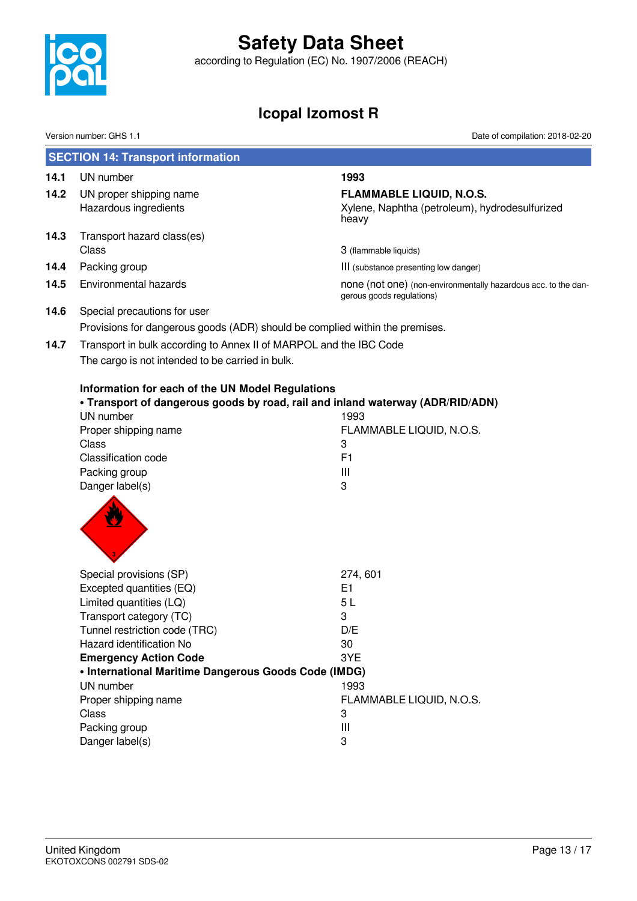## SECTION 14: Transport information

| | | |
|---|---|---|
| **14.1** | UN number | **1993** |
| **14.2** | UN proper shipping name | **FLAMMABLE LIQUID, N.O.S.** |
| | Hazardous ingredients | Xylene, Naphtha (petroleum), hydrodesulfurized heavy |
| **14.3** | Transport hazard class(es) | |
| | Class | 3 (flammable liquids) |
| **14.4** | Packing group | III (substance presenting low danger) |
| **14.5** | Environmental hazards | none (not one) (non-environmentally hazardous acc. to the dangerous goods regulations) |

**14.6** Special precautions for user

Provisions for dangerous goods (ADR) should be complied within the premises.

**14.7** Transport in bulk according to Annex II of MARPOL and the IBC Code

The cargo is not intended to be carried in bulk.

**Information for each of the UN Model Regulations**

**• Transport of dangerous goods by road, rail and inland waterway (ADR/RID/ADN)**

| | |
|---|---|
| UN number | 1993 |
| Proper shipping name | FLAMMABLE LIQUID, N.O.S. |
| Class | 3 |
| Classification code | F1 |
| Packing group | III |
| Danger label(s) | 3 |
| Special provisions (SP) | 274, 601 |
| Excepted quantities (EQ) | E1 |
| Limited quantities (LQ) | 5 L |
| Transport category (TC) | 3 |
| Tunnel restriction code (TRC) | D/E |
| Hazard identification No | 30 |
| **Emergency Action Code** | 3YE |

**• International Maritime Dangerous Goods Code (IMDG)**

| | |
|---|---|
| UN number | 1993 |
| Proper shipping name | FLAMMABLE LIQUID, N.O.S. |
| Class | 3 |
| Packing group | III |
| Danger label(s) | 3 |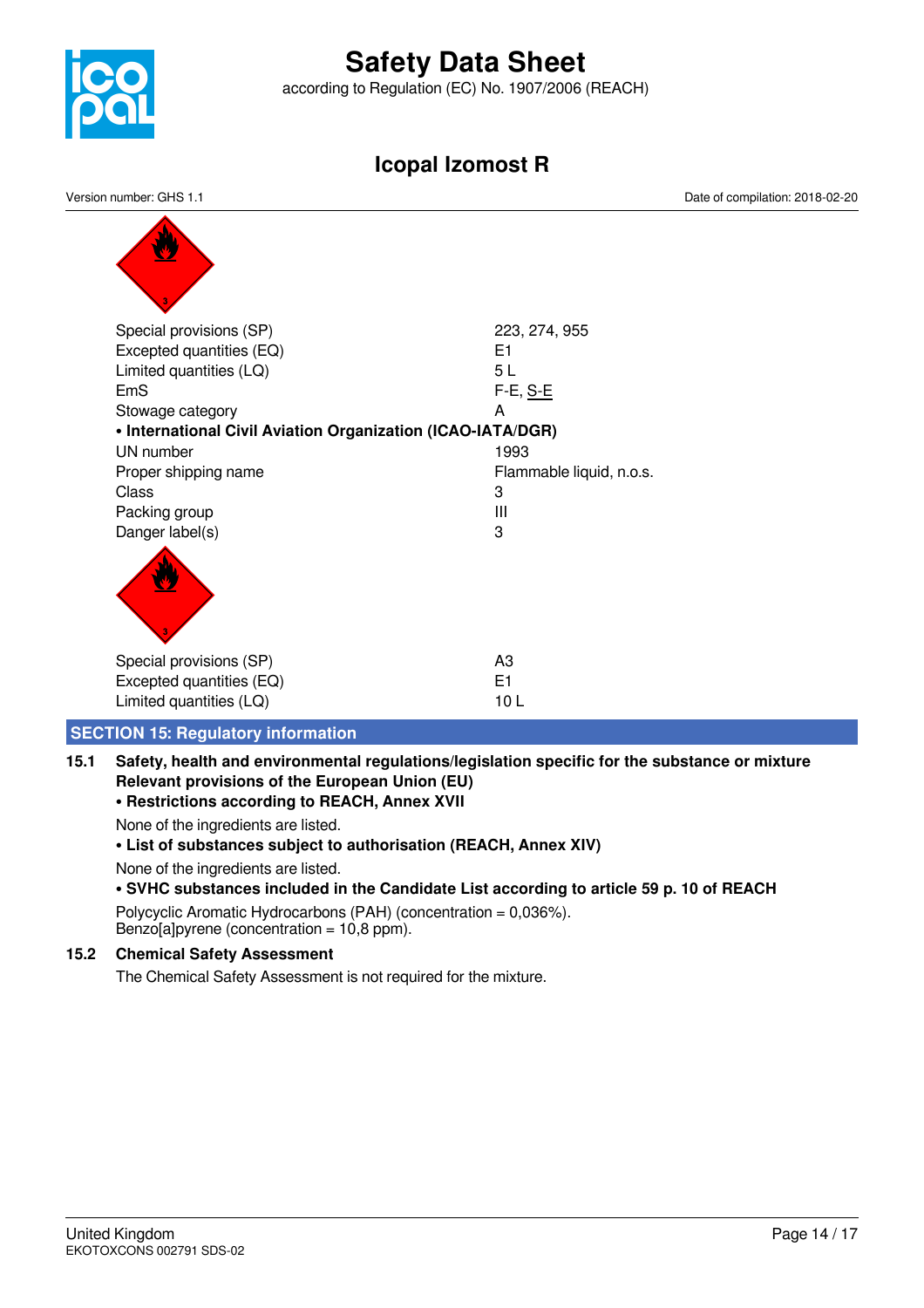| | |
|---|---|
| Special provisions (SP) | 223, 274, 955 |
| Excepted quantities (EQ) | E1 |
| Limited quantities (LQ) | 5 L |
| EmS | F-E, S-E |
| Stowage category | A |

**• International Civil Aviation Organization (ICAO-IATA/DGR)**

| | |
|---|---|
| UN number | 1993 |
| Proper shipping name | Flammable liquid, n.o.s. |
| Class | 3 |
| Packing group | III |
| Danger label(s) | 3 |

| | |
|---|---|
| Special provisions (SP) | A3 |
| Excepted quantities (EQ) | E1 |
| Limited quantities (LQ) | 10 L |

## SECTION 15: Regulatory information

### 15.1 Safety, health and environmental regulations/legislation specific for the substance or mixture

**Relevant provisions of the European Union (EU)**

**• Restrictions according to REACH, Annex XVII**

None of the ingredients are listed.

**• List of substances subject to authorisation (REACH, Annex XIV)**

None of the ingredients are listed.

**• SVHC substances included in the Candidate List according to article 59 p. 10 of REACH**

Polycyclic Aromatic Hydrocarbons (PAH) (concentration = 0,036%).
Benzo[a]pyrene (concentration = 10,8 ppm).

### 15.2 Chemical Safety Assessment

The Chemical Safety Assessment is not required for the mixture.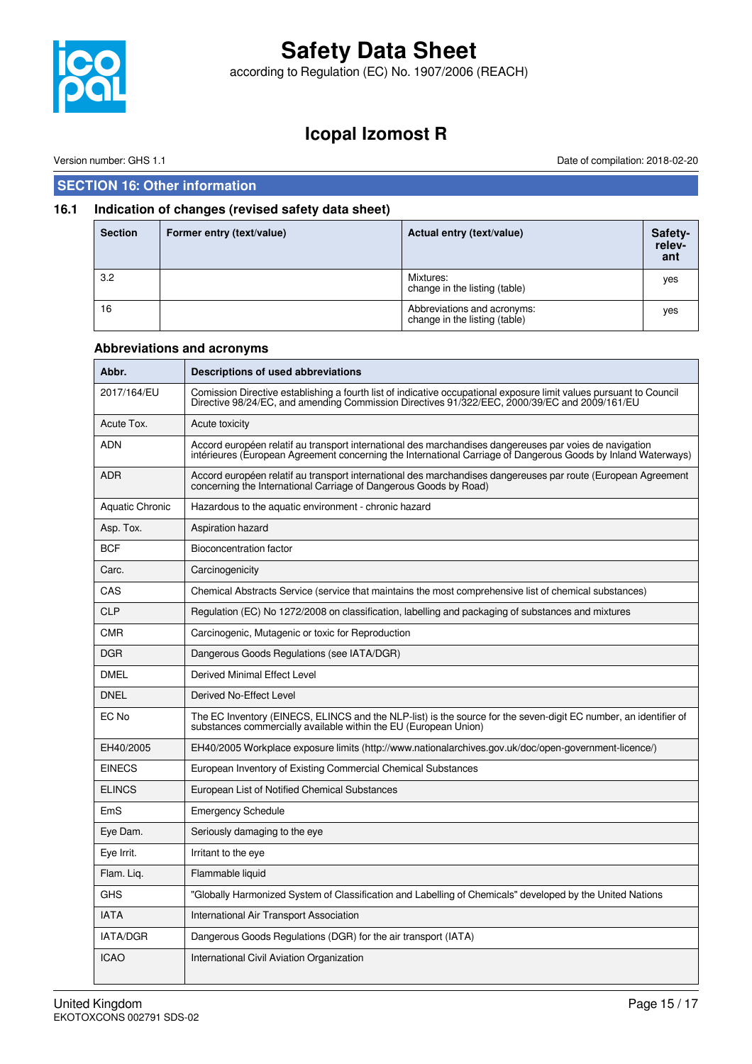## SECTION 16: Other information

### 16.1 Indication of changes (revised safety data sheet)

| Section | Former entry (text/value) | Actual entry (text/value) | Safety-relevant |
|---|---|---|---|
| 3.2 | | Mixtures:<br>change in the listing (table) | yes |
| 16 | | Abbreviations and acronyms:<br>change in the listing (table) | yes |

#### Abbreviations and acronyms

| Abbr. | Descriptions of used abbreviations |
|---|---|
| 2017/164/EU | Comission Directive establishing a fourth list of indicative occupational exposure limit values pursuant to Council Directive 98/24/EC, and amending Commission Directives 91/322/EEC, 2000/39/EC and 2009/161/EU |
| Acute Tox. | Acute toxicity |
| ADN | Accord européen relatif au transport international des marchandises dangereuses par voies de navigation intérieures (European Agreement concerning the International Carriage of Dangerous Goods by Inland Waterways) |
| ADR | Accord européen relatif au transport international des marchandises dangereuses par route (European Agreement concerning the International Carriage of Dangerous Goods by Road) |
| Aquatic Chronic | Hazardous to the aquatic environment - chronic hazard |
| Asp. Tox. | Aspiration hazard |
| BCF | Bioconcentration factor |
| Carc. | Carcinogenicity |
| CAS | Chemical Abstracts Service (service that maintains the most comprehensive list of chemical substances) |
| CLP | Regulation (EC) No 1272/2008 on classification, labelling and packaging of substances and mixtures |
| CMR | Carcinogenic, Mutagenic or toxic for Reproduction |
| DGR | Dangerous Goods Regulations (see IATA/DGR) |
| DMEL | Derived Minimal Effect Level |
| DNEL | Derived No-Effect Level |
| EC No | The EC Inventory (EINECS, ELINCS and the NLP-list) is the source for the seven-digit EC number, an identifier of substances commercially available within the EU (European Union) |
| EH40/2005 | EH40/2005 Workplace exposure limits (http://www.nationalarchives.gov.uk/doc/open-government-licence/) |
| EINECS | European Inventory of Existing Commercial Chemical Substances |
| ELINCS | European List of Notified Chemical Substances |
| EmS | Emergency Schedule |
| Eye Dam. | Seriously damaging to the eye |
| Eye Irrit. | Irritant to the eye |
| Flam. Liq. | Flammable liquid |
| GHS | "Globally Harmonized System of Classification and Labelling of Chemicals" developed by the United Nations |
| IATA | International Air Transport Association |
| IATA/DGR | Dangerous Goods Regulations (DGR) for the air transport (IATA) |
| ICAO | International Civil Aviation Organization |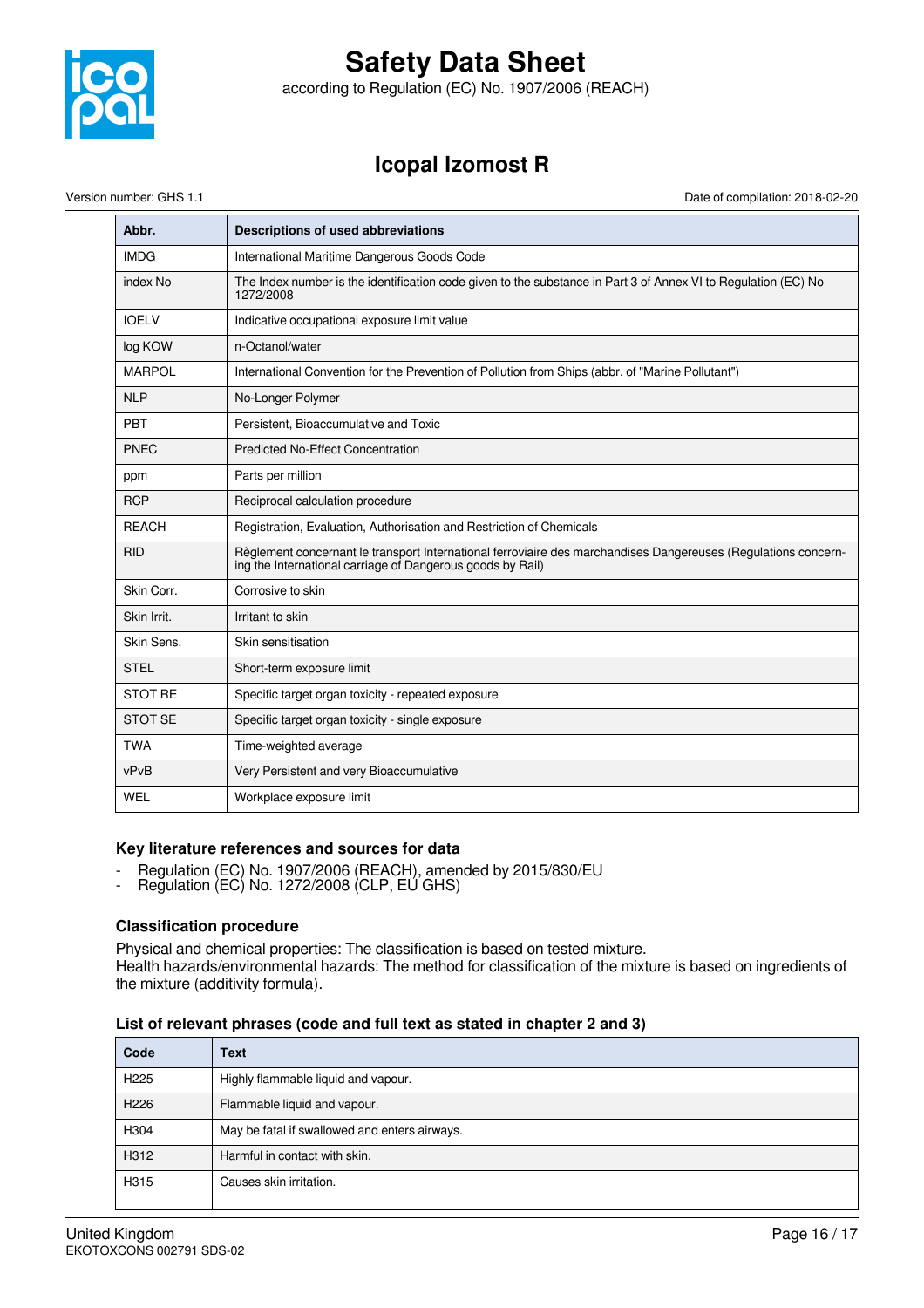| Abbr. | Descriptions of used abbreviations |
|---|---|
| IMDG | International Maritime Dangerous Goods Code |
| index No | The Index number is the identification code given to the substance in Part 3 of Annex VI to Regulation (EC) No 1272/2008 |
| IOELV | Indicative occupational exposure limit value |
| log KOW | n-Octanol/water |
| MARPOL | International Convention for the Prevention of Pollution from Ships (abbr. of "Marine Pollutant") |
| NLP | No-Longer Polymer |
| PBT | Persistent, Bioaccumulative and Toxic |
| PNEC | Predicted No-Effect Concentration |
| ppm | Parts per million |
| RCP | Reciprocal calculation procedure |
| REACH | Registration, Evaluation, Authorisation and Restriction of Chemicals |
| RID | Règlement concernant le transport International ferroviaire des marchandises Dangereuses (Regulations concerning the International carriage of Dangerous goods by Rail) |
| Skin Corr. | Corrosive to skin |
| Skin Irrit. | Irritant to skin |
| Skin Sens. | Skin sensitisation |
| STEL | Short-term exposure limit |
| STOT RE | Specific target organ toxicity - repeated exposure |
| STOT SE | Specific target organ toxicity - single exposure |
| TWA | Time-weighted average |
| vPvB | Very Persistent and very Bioaccumulative |
| WEL | Workplace exposure limit |

### Key literature references and sources for data

- Regulation (EC) No. 1907/2006 (REACH), amended by 2015/830/EU
- Regulation (EC) No. 1272/2008 (CLP, EU GHS)

### Classification procedure

Physical and chemical properties: The classification is based on tested mixture.
Health hazards/environmental hazards: The method for classification of the mixture is based on ingredients of the mixture (additivity formula).

### List of relevant phrases (code and full text as stated in chapter 2 and 3)

| Code | Text |
|---|---|
| H225 | Highly flammable liquid and vapour. |
| H226 | Flammable liquid and vapour. |
| H304 | May be fatal if swallowed and enters airways. |
| H312 | Harmful in contact with skin. |
| H315 | Causes skin irritation. |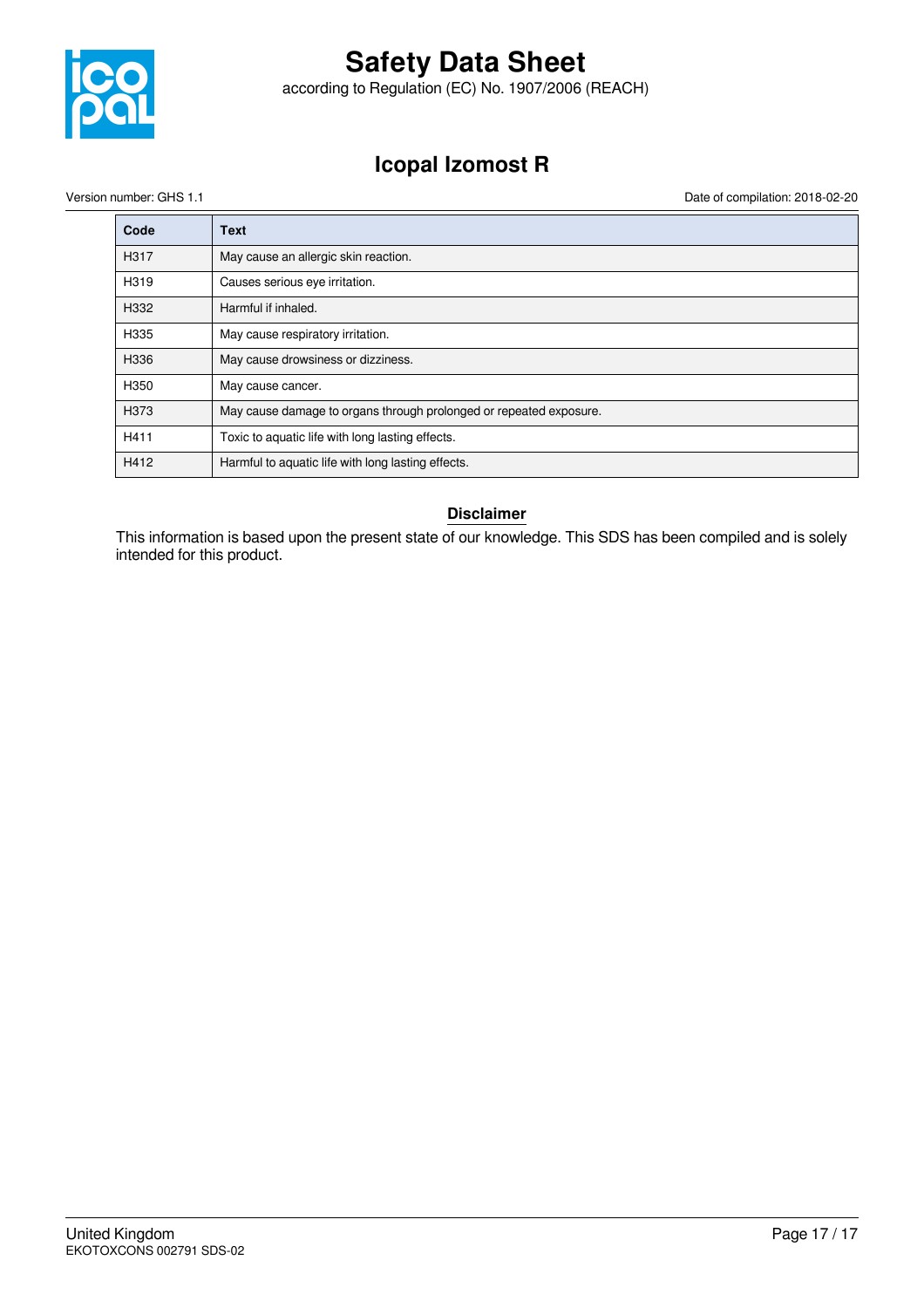| Code | Text |
| --- | --- |
| H317 | May cause an allergic skin reaction. |
| H319 | Causes serious eye irritation. |
| H332 | Harmful if inhaled. |
| H335 | May cause respiratory irritation. |
| H336 | May cause drowsiness or dizziness. |
| H350 | May cause cancer. |
| H373 | May cause damage to organs through prolonged or repeated exposure. |
| H411 | Toxic to aquatic life with long lasting effects. |
| H412 | Harmful to aquatic life with long lasting effects. |

## Disclaimer

This information is based upon the present state of our knowledge. This SDS has been compiled and is solely intended for this product.